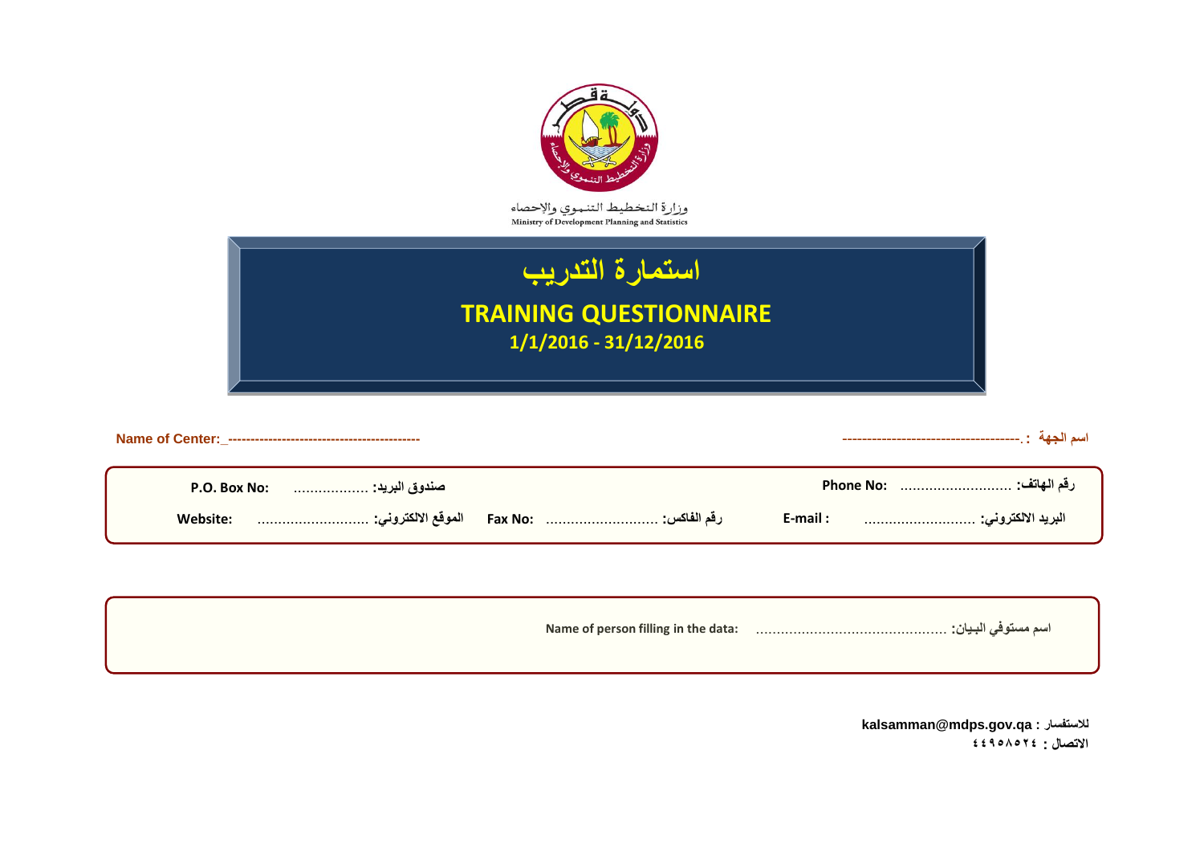وزارة التخطيط التنموي والإحصاء
Ministry of Development Planning and Statistics

# استمارة التدريب

# TRAINING QUESTIONNAIRE

**1/1/2016 - 31/12/2016**

**Name of Center:**_------------------------------------------ **اسم الجهة :** .------------------------------------

| | | | |
|---|---|---|---|
| **P.O. Box No:** | **صندوق البريد:** .................. | **Phone No:** | **رقم الهاتف:** ........................... |
| **Website:** | **الموقع الالكتروني:** ........................... | **Fax No:** ........................... **رقم الفاكس:** | **E-mail :** ........................... **البريد الالكتروني:** |

**Name of person filling in the data:** ............................................. **اسم مستوفي البيان:**

**للاستفسار : kalsamman@mdps.gov.qa**
**الاتصال : ٤٤٩٥٨٥٢٤**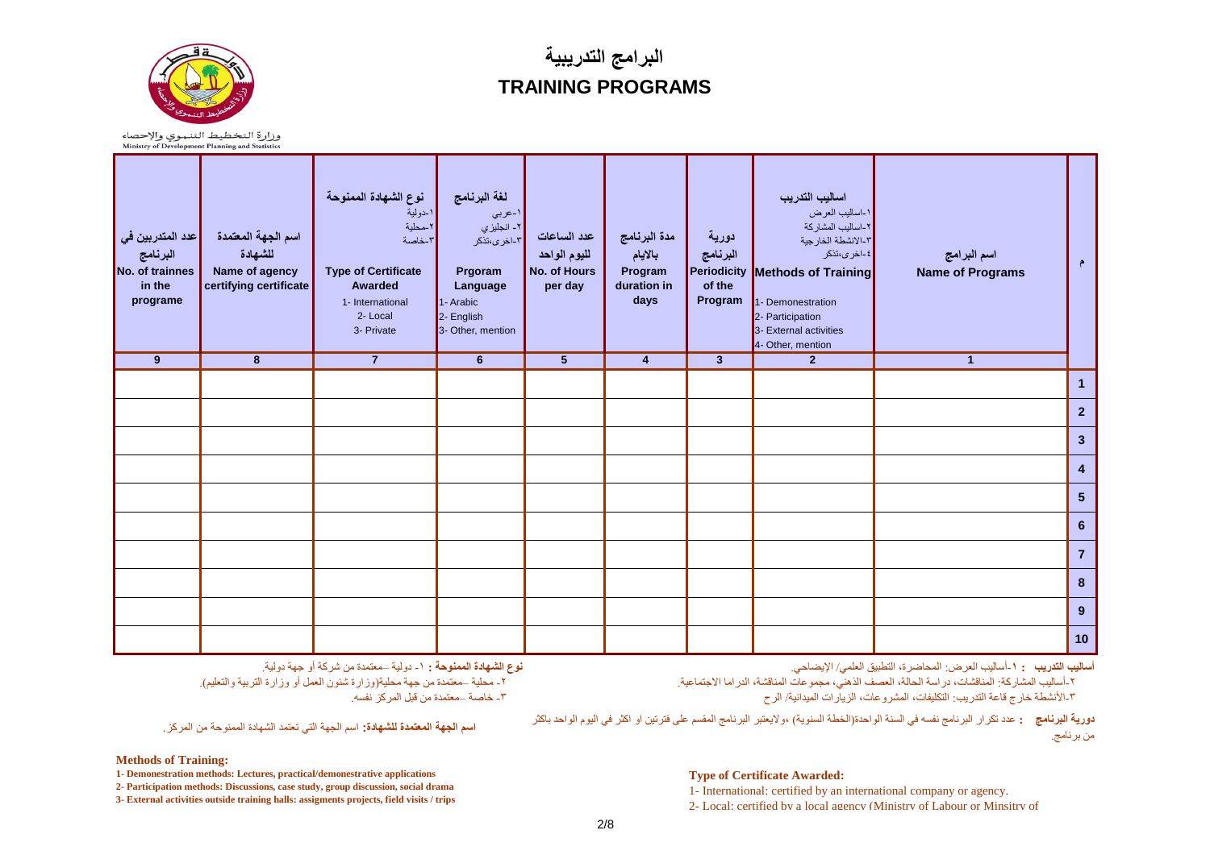وزارة التخطيط التنموي والإحصاء
Ministry of Development Planning and Statistics

# البرامج التدريبية
# TRAINING PROGRAMS

| م | اسم البرامج Name of Programs | اساليب التدريب ١-اساليب العرض ٢-اساليب المشاركة ٣-الانشطة الخارجية ٤-اخرى،تذكر Methods of Training 1- Demonestration 2- Participation 3- External activities 4- Other, mention | دورية البرنامج Periodicity of the Program | مدة البرنامج بالايام Program duration in days | عدد الساعات لليوم الواحد No. of Hours per day | لغة البرنامج ١-عربي ٢- انجليزي ٣-اخرى،تذكر Prgoram Language 1- Arabic 2- English 3- Other, mention | نوع الشهادة الممنوحة ١-دولية ٢-محلية ٣-خاصة Type of Certificate Awarded 1- International 2- Local 3- Private | اسم الجهة المعتمدة للشهادة Name of agency certifying certificate | عدد المتدربين في البرنامج No. of trainnes in the programe |
|---|---|---|---|---|---|---|---|---|---|
| | 1 | 2 | 3 | 4 | 5 | 6 | 7 | 8 | 9 |
| 1 | | | | | | | | | |
| 2 | | | | | | | | | |
| 3 | | | | | | | | | |
| 4 | | | | | | | | | |
| 5 | | | | | | | | | |
| 6 | | | | | | | | | |
| 7 | | | | | | | | | |
| 8 | | | | | | | | | |
| 9 | | | | | | | | | |
| 10 | | | | | | | | | |

**أساليب التدريب : ١**-أساليب العرض: المحاضرة، التطبيق العلمي/ الإيضاحي.
٢-أساليب المشاركة: المناقشات، دراسة الحالة، العصف الذهني، مجموعات المناقشة، الدراما الاجتماعية.
٣-الأنشطة خارج قاعة التدريب: التكليفات، المشروعات، الزيارات الميدانية/ الرح

**دورية البرنامج :** عدد تكرار البرنامج نفسه في السنة الواحدة(الخطة السنوية) ،ولايعتبر البرنامج المقسم على فترتين او اكثر في اليوم الواحد باكثر من برنامج.

**نوع الشهادة الممنوحة :** ١- دولية –معتمدة من شركة أو جهة دولية.
٢- محلية –معتمدة من جهة محلية(وزارة شئون العمل أو وزارة التربية والتعليم).
٣- خاصة –معتمدة من قبل المركز نفسه.

**اسم الجهة المعتمدة للشهادة:** اسم الجهة التي تعتمد الشهادة الممنوحة من المركز.

**Methods of Training:**

**1- Demonestration methods: Lectures, practical/demonestrative applications**
**2- Participation methods: Discussions, case study, group discussion, social drama**
**3- External activities outside training halls: assigments projects, field visits / trips**

**Type of Certificate Awarded:**

1- International: certified by an international company or agency.
2- Local: certified by a local agency (Ministry of Labour or Minsitry of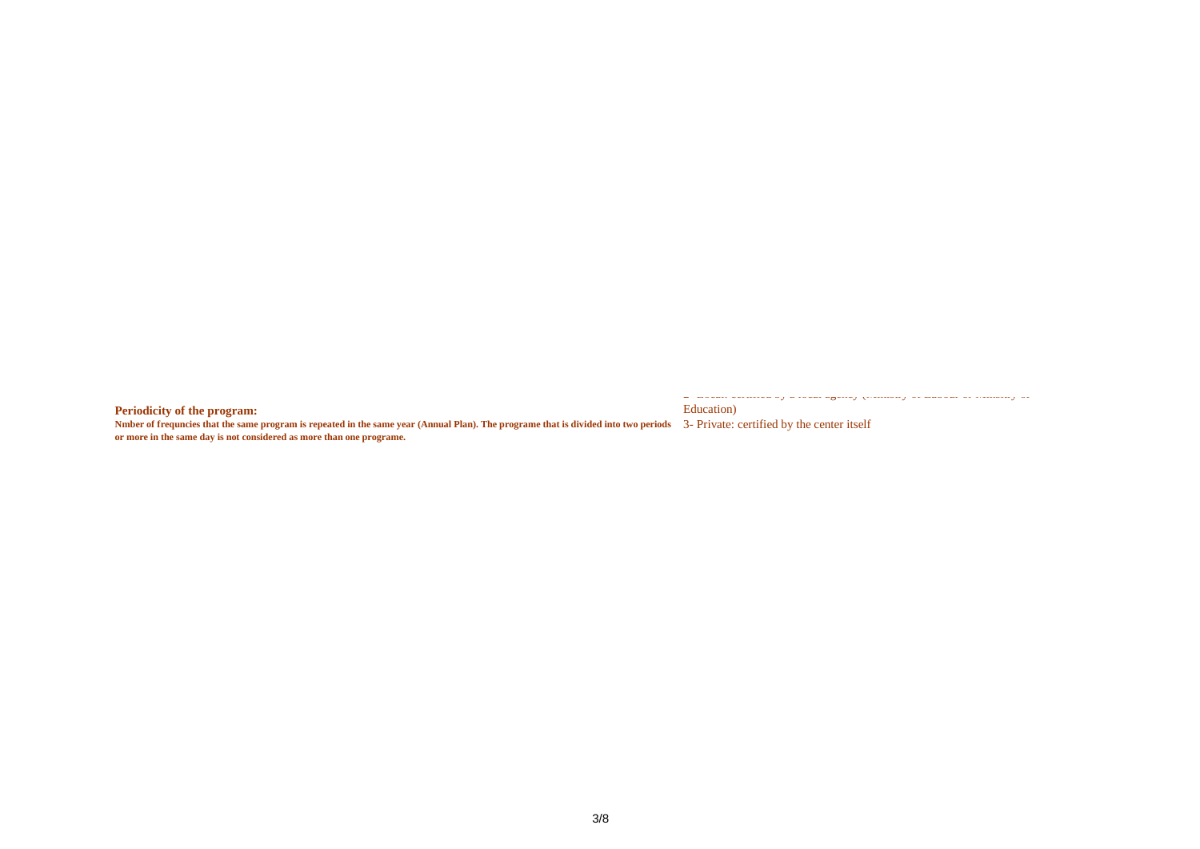**Periodicity of the program:**

**Nmber of frequncies that the same program is repeated in the same year (Annual Plan). The programe that is divided into two periods or more in the same day is not considered as more than one programe.**

2- Local: certified by a local agency (Ministry of Labour or Ministry of Education)

3- Private: certified by the center itself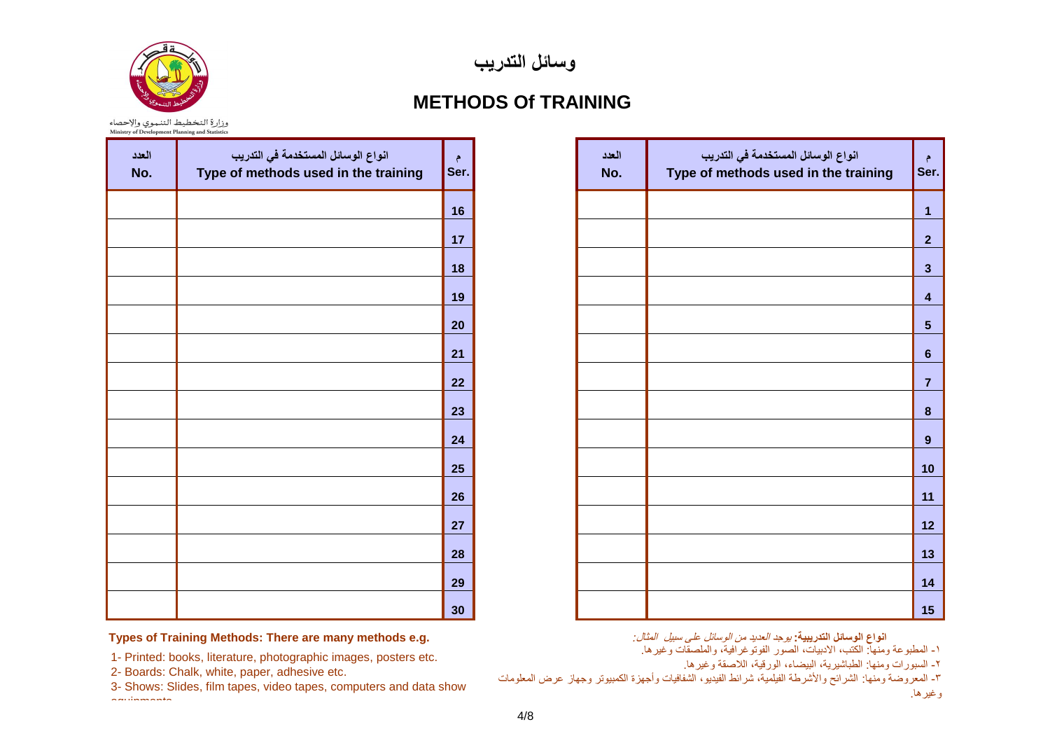وزارة التخطيط التنموي والإحصاء
Ministry of Development Planning and Statistics

# وسائل التدريب

# METHODS Of TRAINING

| م Ser. | انواع الوسائل المستخدمة في التدريب Type of methods used in the training | العدد No. |
|---|---|---|
| 1 | | |
| 2 | | |
| 3 | | |
| 4 | | |
| 5 | | |
| 6 | | |
| 7 | | |
| 8 | | |
| 9 | | |
| 10 | | |
| 11 | | |
| 12 | | |
| 13 | | |
| 14 | | |
| 15 | | |

| م Ser. | انواع الوسائل المستخدمة في التدريب Type of methods used in the training | العدد No. |
|---|---|---|
| 16 | | |
| 17 | | |
| 18 | | |
| 19 | | |
| 20 | | |
| 21 | | |
| 22 | | |
| 23 | | |
| 24 | | |
| 25 | | |
| 26 | | |
| 27 | | |
| 28 | | |
| 29 | | |
| 30 | | |

**Types of Training Methods: There are many methods e.g.**

1- Printed: books, literature, photographic images, posters etc.
2- Boards: Chalk, white, paper, adhesive etc.
3- Shows: Slides, film tapes, video tapes, computers and data show equipments.

**انواع الوسائل التدريبية:** *يوجد العديد من الوسائل على سبيل المثال:*

١- المطبوعة ومنها: الكتب، الادبيات، الصور الفوتوغرافية، والملصقات وغيرها.
٢- السبورات ومنها: الطباشيرية، البيضاء، الورقية، اللاصقة وغيرها.
٣- المعروضة ومنها: الشرائح والأشرطة الفيلمية، شرائط الفيديو، الشفافيات وأجهزة الكمبيوتر وجهاز عرض المعلومات وغيرها.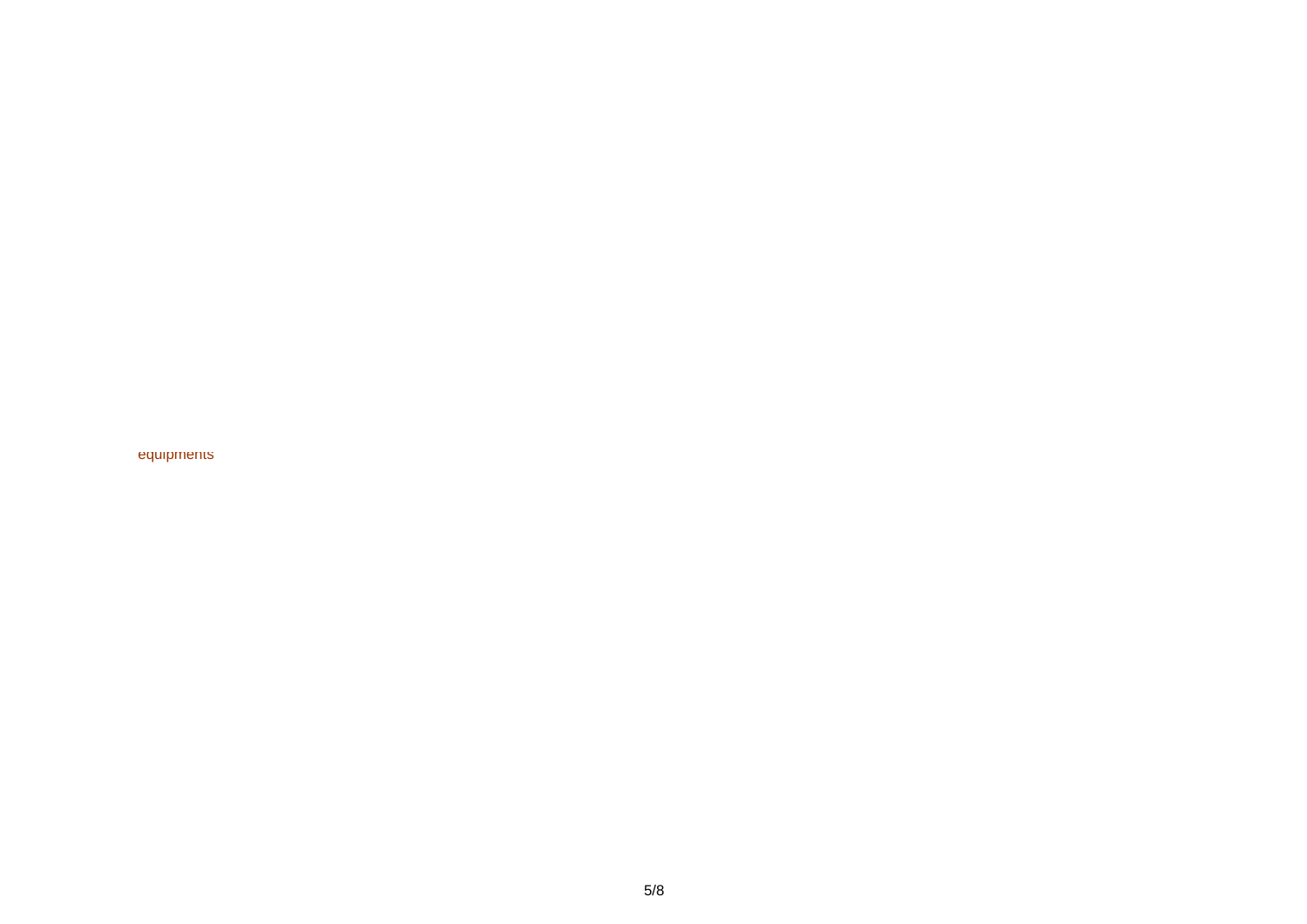equipments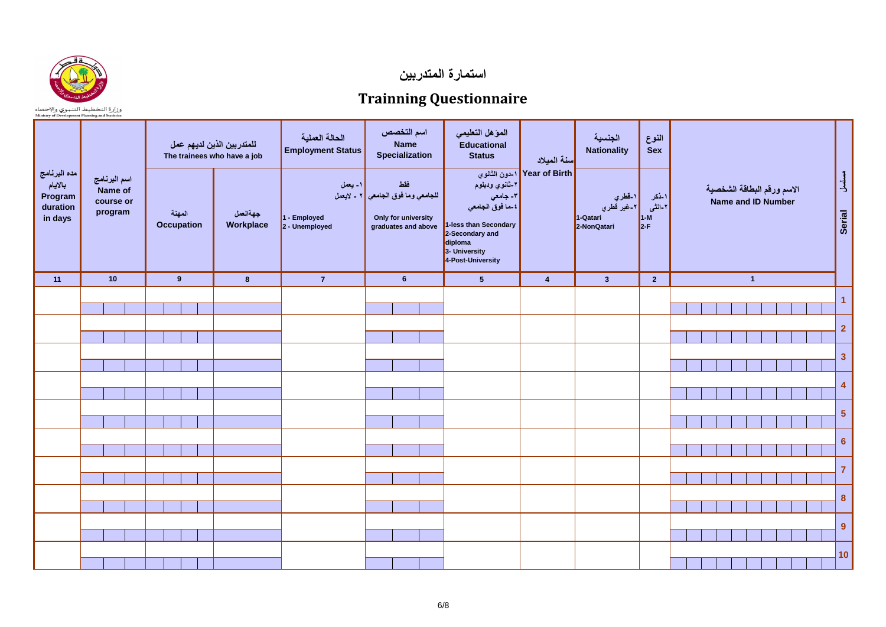وزارة التخطيط التنموي والإحصاء
Ministry of Development Planning and Statistics

# استمارة المتدربين

# Trainning Questionnaire

| مده البرنامج بالايام Program duration in days | اسم البرنامج Name of course or program | للمتدربين الذين لديهم عمل The trainees who have a job | | الحالة العملية Employment Status | اسم التخصص Name Specialization | المؤهل التعليمي Educational Status | سنة الميلاد Year of Birth | الجنسية Nationality | النوع Sex | الاسم ورقم البطاقة الشخصية Name and ID Number | مسلسل Serial |
|---|---|---|---|---|---|---|---|---|---|---|---|
| | | المهنة Occupation | جهةالعمل Workplace | ١- يعمل ٢ - لايعمل 1 - Employed 2 - Unemployed | فقط للجامعي وما فوق الجامعي Only for university graduates and above | ١-دون الثانوي ٢-ثانوي ودبلوم ٣- جامعي ٤-ما فوق الجامعي 1-less than Secondary 2-Secondary and diploma 3- University 4-Post-University | | ١-قطري ٢-غير قطري 1-Qatari 2-NonQatari | ١-ذكر ٢-انثى 1-M 2-F | | |
| 11 | 10 | 9 | 8 | 7 | 6 | 5 | 4 | 3 | 2 | 1 | |
| | | | | | | | | | | | 1 |
| | | | | | | | | | | | 2 |
| | | | | | | | | | | | 3 |
| | | | | | | | | | | | 4 |
| | | | | | | | | | | | 5 |
| | | | | | | | | | | | 6 |
| | | | | | | | | | | | 7 |
| | | | | | | | | | | | 8 |
| | | | | | | | | | | | 9 |
| | | | | | | | | | | | 10 |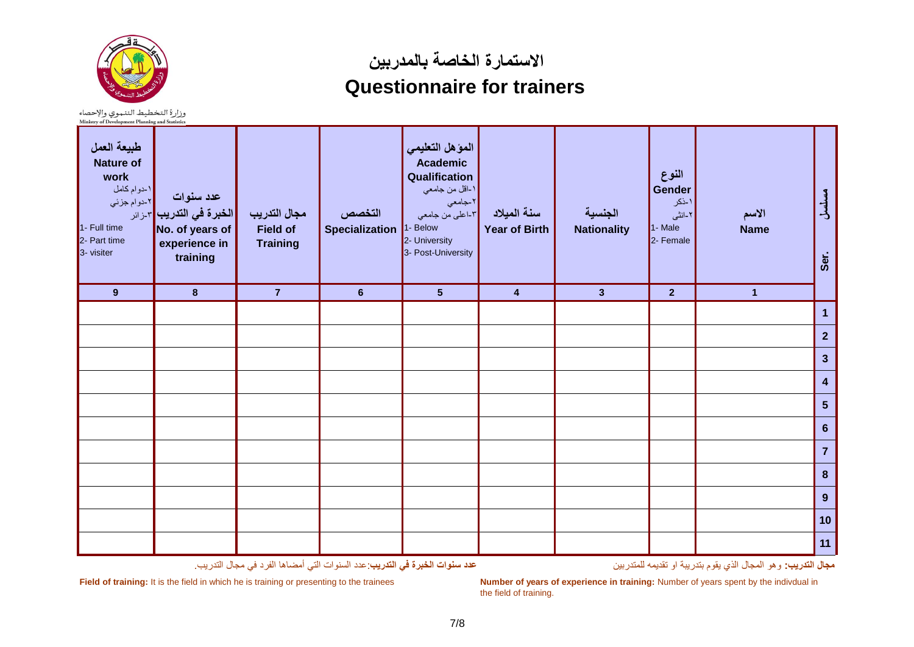وزارة التخطيط التنموي والإحصاء
Ministry of Development Planning and Statistics

# الاستمارة الخاصة بالمدربين
# Questionnaire for trainers

| مسلسل Ser. | الاسم Name | النوع Gender ١-ذكر ٢-انثى 1- Male 2- Female | الجنسية Nationality | سنة الميلاد Year of Birth | المؤهل التعليمي Academic Qualification ١-اقل من جامعي ٢-جامعي ٣-اعلى من جامعي 1- Below 2- University 3- Post-University | التخصص Specialization | مجال التدريب Field of Training | عدد سنوات الخبرة في التدريب No. of years of experience in training | طبيعة العمل Nature of work ١-دوام كامل ٢-دوام جزئي ٣-زائر 1- Full time 2- Part time 3- visiter |
|---|---|---|---|---|---|---|---|---|---|
| | 1 | 2 | 3 | 4 | 5 | 6 | 7 | 8 | 9 |
| 1 | | | | | | | | | |
| 2 | | | | | | | | | |
| 3 | | | | | | | | | |
| 4 | | | | | | | | | |
| 5 | | | | | | | | | |
| 6 | | | | | | | | | |
| 7 | | | | | | | | | |
| 8 | | | | | | | | | |
| 9 | | | | | | | | | |
| 10 | | | | | | | | | |
| 11 | | | | | | | | | |

**مجال التدريب:** وهو المجال الذي يقوم بتدريبة او تقديمه للمتدربين

**عدد سنوات الخبرة في التدريب:** عدد السنوات التي أمضاها الفرد في مجال التدريب.

**Field of training:** It is the field in which he is training or presenting to the trainees

**Number of years of experience in training:** Number of years spent by the indivdual in the field of training.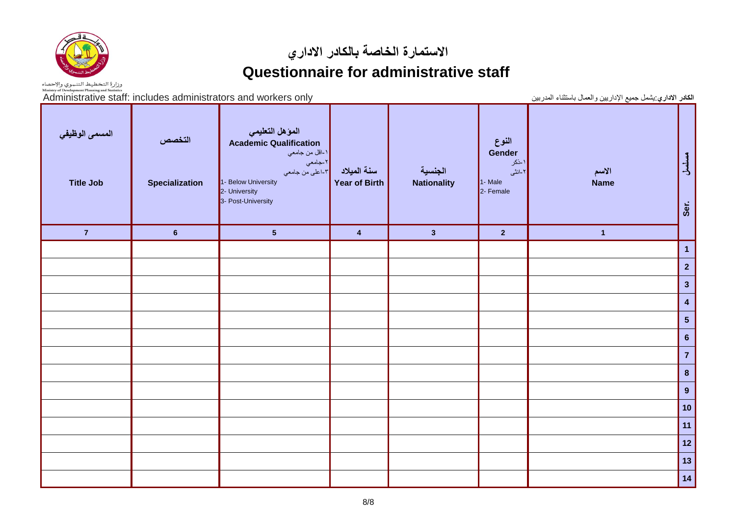وزارة التخطيط التنموي والإحصاء
Ministry of Development Planning and Statistics

# الاستمارة الخاصة بالكادر الاداري

# Questionnaire for administrative staff

Administrative staff: includes administrators and workers only

**الكادر الاداري**:يشمل جميع الإداريين والعمال باستثناء المدربين

| المسمى الوظيفي Title Job | التخصص Specialization | المؤهل التعليمي Academic Qualification ١-اقل من جامعي ٢-جامعي ٣-اعلى من جامعي 1- Below University 2- University 3- Post-University | سنة الميلاد Year of Birth | الجنسية Nationality | النوع Gender ١-ذكر ٢-انثى 1- Male 2- Female | الاسم Name | مسلسل Ser. |
|---|---|---|---|---|---|---|---|
| 7 | 6 | 5 | 4 | 3 | 2 | 1 | |
| | | | | | | | 1 |
| | | | | | | | 2 |
| | | | | | | | 3 |
| | | | | | | | 4 |
| | | | | | | | 5 |
| | | | | | | | 6 |
| | | | | | | | 7 |
| | | | | | | | 8 |
| | | | | | | | 9 |
| | | | | | | | 10 |
| | | | | | | | 11 |
| | | | | | | | 12 |
| | | | | | | | 13 |
| | | | | | | | 14 |